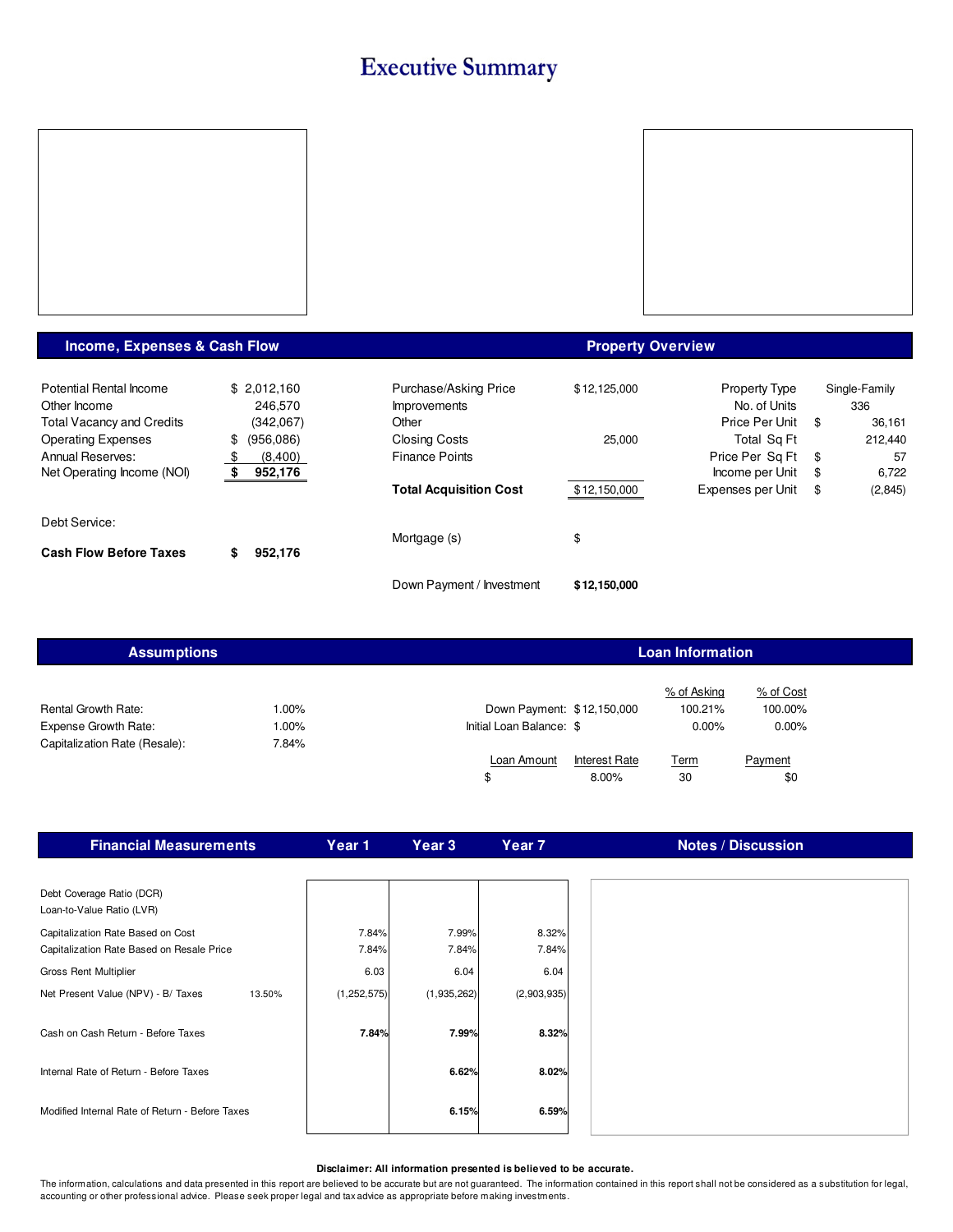# Executive Summary

## Income, Expenses & Cash Flow

| | |
|---|---|
| Potential Rental Income | $ 2,012,160 |
| Other Income | 246,570 |
| Total Vacancy and Credits | (342,067) |
| Operating Expenses | $ (956,086) |
| Annual Reserves: | $ (8,400) |
| Net Operating Income (NOI) | **$ 952,176** |
| | |
| Debt Service: | |
| **Cash Flow Before Taxes** | **$ 952,176** |

## Property Overview

| | |
|---|---|
| Purchase/Asking Price | $12,125,000 |
| Improvements | |
| Other | |
| Closing Costs | 25,000 |
| Finance Points | |
| **Total Acquisition Cost** | $12,150,000 |
| | |
| Mortgage (s) | $ |
| | |
| Down Payment / Investment | **$12,150,000** |

| | | |
|---|---|---|
| Property Type | | Single-Family |
| No. of Units | | 336 |
| Price Per Unit | $ | 36,161 |
| Total Sq Ft | | 212,440 |
| Price Per Sq Ft | $ | 57 |
| Income per Unit | $ | 6,722 |
| Expenses per Unit | $ | (2,845) |

## Assumptions

| | |
|---|---|
| Rental Growth Rate: | 1.00% |
| Expense Growth Rate: | 1.00% |
| Capitalization Rate (Resale): | 7.84% |

## Loan Information

| | | % of Asking | % of Cost |
|---|---|---|---|
| Down Payment: | $12,150,000 | 100.21% | 100.00% |
| Initial Loan Balance: | $ | 0.00% | 0.00% |

| Loan Amount | Interest Rate | Term | Payment |
|---|---|---|---|
| $ | 8.00% | 30 | $0 |

## Financial Measurements

| Financial Measurements | | Year 1 | Year 3 | Year 7 |
|---|---|---|---|---|
| Debt Coverage Ratio (DCR) | | | | |
| Loan-to-Value Ratio (LVR) | | | | |
| Capitalization Rate Based on Cost | | 7.84% | 7.99% | 8.32% |
| Capitalization Rate Based on Resale Price | | 7.84% | 7.84% | 7.84% |
| Gross Rent Multiplier | | 6.03 | 6.04 | 6.04 |
| Net Present Value (NPV) - B/ Taxes | 13.50% | (1,252,575) | (1,935,262) | (2,903,935) |
| Cash on Cash Return - Before Taxes | | **7.84%** | **7.99%** | **8.32%** |
| Internal Rate of Return - Before Taxes | | | **6.62%** | **8.02%** |
| Modified Internal Rate of Return - Before Taxes | | | **6.15%** | **6.59%** |

## Notes / Discussion

**Disclaimer: All information presented is believed to be accurate.**

The information, calculations and data presented in this report are believed to be accurate but are not guaranteed. The information contained in this report shall not be considered as a substitution for legal, accounting or other professional advice. Please seek proper legal and tax advice as appropriate before making investments.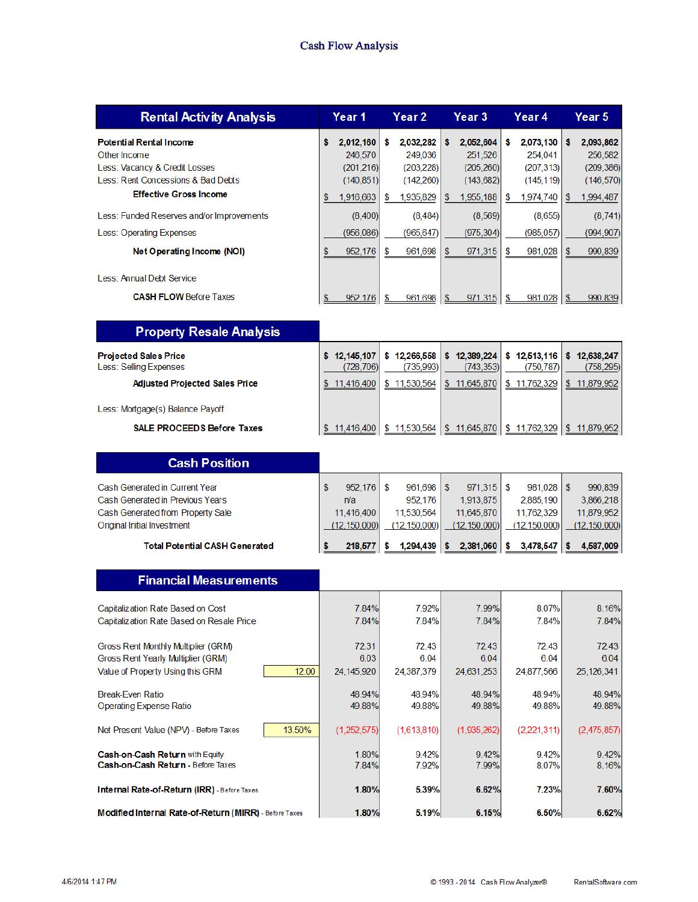# Cash Flow Analysis

| Rental Activity Analysis | Year 1 | Year 2 | Year 3 | Year 4 | Year 5 |
|---|---|---|---|---|---|
| **Potential Rental Income** | **$ 2,012,160** | **$ 2,032,282** | **$ 2,052,604** | **$ 2,073,130** | **$ 2,093,862** |
| Other Income | 246,570 | 249,036 | 251,526 | 254,041 | 256,582 |
| Less: Vacancy & Credit Losses | (201,216) | (203,228) | (205,260) | (207,313) | (209,386) |
| Less: Rent Concessions & Bad Debts | (140,851) | (142,260) | (143,682) | (145,119) | (146,570) |
| **Effective Gross Income** | $ 1,916,663 | $ 1,935,829 | $ 1,955,188 | $ 1,974,740 | $ 1,994,487 |
| Less: Funded Reserves and/or Improvements | (8,400) | (8,484) | (8,569) | (8,655) | (8,741) |
| Less: Operating Expenses | (956,086) | (965,647) | (975,304) | (985,057) | (994,907) |
| **Net Operating Income (NOI)** | $ 952,176 | $ 961,698 | $ 971,315 | $ 981,028 | $ 990,839 |
| Less: Annual Debt Service | | | | | |
| **CASH FLOW** Before Taxes | $ 952,176 | $ 961,698 | $ 971,315 | $ 981,028 | $ 990,839 |

| Property Resale Analysis | Year 1 | Year 2 | Year 3 | Year 4 | Year 5 |
|---|---|---|---|---|---|
| **Projected Sales Price** | **$ 12,145,107** | **$ 12,266,558** | **$ 12,389,224** | **$ 12,513,116** | **$ 12,638,247** |
| Less: Selling Expenses | (728,706) | (735,993) | (743,353) | (750,787) | (758,295) |
| **Adjusted Projected Sales Price** | $ 11,416,400 | $ 11,530,564 | $ 11,645,870 | $ 11,762,329 | $ 11,879,952 |
| Less: Mortgage(s) Balance Payoff | | | | | |
| **SALE PROCEEDS Before Taxes** | $ 11,416,400 | $ 11,530,564 | $ 11,645,870 | $ 11,762,329 | $ 11,879,952 |

| Cash Position | Year 1 | Year 2 | Year 3 | Year 4 | Year 5 |
|---|---|---|---|---|---|
| Cash Generated in Current Year | $ 952,176 | $ 961,698 | $ 971,315 | $ 981,028 | $ 990,839 |
| Cash Generated in Previous Years | n/a | 952,176 | 1,913,875 | 2,885,190 | 3,866,218 |
| Cash Generated from Property Sale | 11,416,400 | 11,530,564 | 11,645,870 | 11,762,329 | 11,879,952 |
| Original Initial Investment | (12,150,000) | (12,150,000) | (12,150,000) | (12,150,000) | (12,150,000) |
| **Total Potential CASH Generated** | **$ 218,577** | **$ 1,294,439** | **$ 2,381,060** | **$ 3,478,547** | **$ 4,587,009** |

| Financial Measurements | | Year 1 | Year 2 | Year 3 | Year 4 | Year 5 |
|---|---|---|---|---|---|---|
| Capitalization Rate Based on Cost | | 7.84% | 7.92% | 7.99% | 8.07% | 8.16% |
| Capitalization Rate Based on Resale Price | | 7.84% | 7.84% | 7.84% | 7.84% | 7.84% |
| Gross Rent Monthly Multiplier (GRM) | | 72.31 | 72.43 | 72.43 | 72.43 | 72.43 |
| Gross Rent Yearly Multiplier (GRM) | | 6.03 | 6.04 | 6.04 | 6.04 | 6.04 |
| Value of Property Using this GRM | 12.00 | 24,145,920 | 24,387,379 | 24,631,253 | 24,877,566 | 25,126,341 |
| Break-Even Ratio | | 48.94% | 48.94% | 48.94% | 48.94% | 48.94% |
| Operating Expense Ratio | | 49.88% | 49.88% | 49.88% | 49.88% | 49.88% |
| Net Present Value (NPV) - Before Taxes | 13.50% | (1,252,575) | (1,613,810) | (1,935,262) | (2,221,311) | (2,475,857) |
| **Cash-on-Cash Return** with Equity | | 1.80% | 9.42% | 9.42% | 9.42% | 9.42% |
| **Cash-on-Cash Return** - Before Taxes | | 7.84% | 7.92% | 7.99% | 8.07% | 8.16% |
| **Internal Rate-of-Return (IRR)** - Before Taxes | | **1.80%** | **5.39%** | **6.62%** | **7.23%** | **7.60%** |
| **Modified Internal Rate-of-Return (MIRR)** - Before Taxes | | **1.80%** | **5.19%** | **6.15%** | **6.50%** | **6.62%** |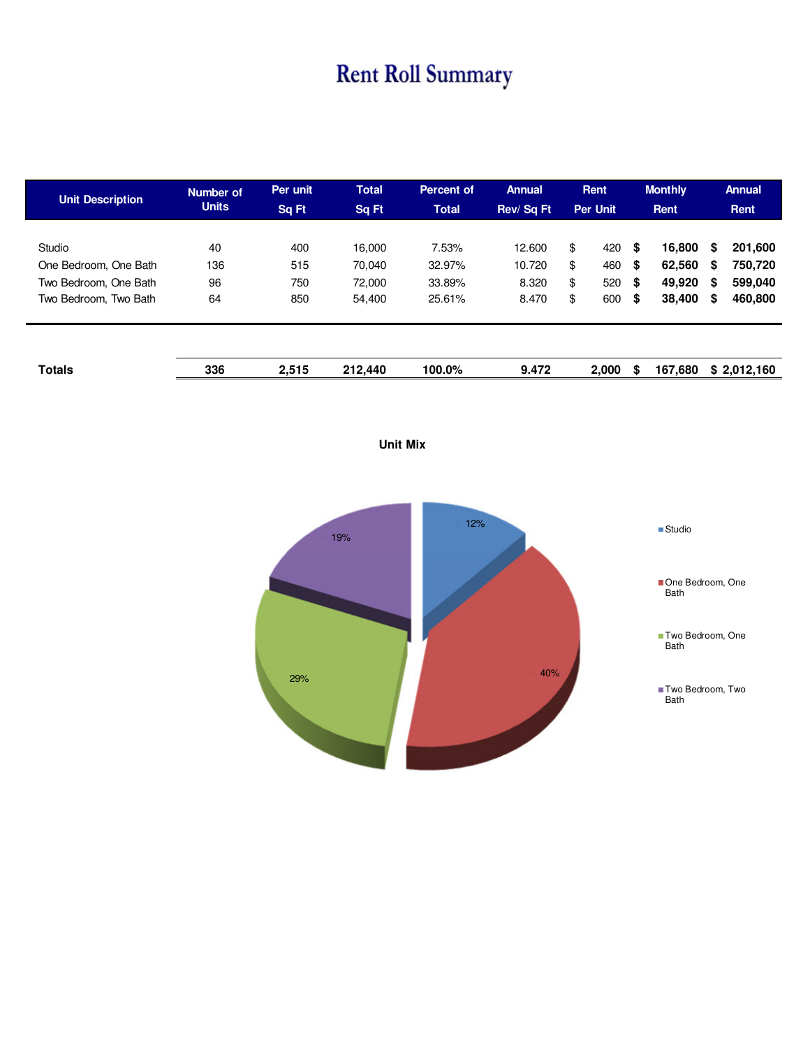# Rent Roll Summary

| Unit Description | Number of Units | Per unit Sq Ft | Total Sq Ft | Percent of Total | Annual Rev/ Sq Ft | Rent Per Unit | Monthly Rent | Annual Rent |
|---|---|---|---|---|---|---|---|---|
| Studio | 40 | 400 | 16,000 | 7.53% | 12.600 | $ 420 | **$ 16,800** | **$ 201,600** |
| One Bedroom, One Bath | 136 | 515 | 70,040 | 32.97% | 10.720 | $ 460 | **$ 62,560** | **$ 750,720** |
| Two Bedroom, One Bath | 96 | 750 | 72,000 | 33.89% | 8.320 | $ 520 | **$ 49,920** | **$ 599,040** |
| Two Bedroom, Two Bath | 64 | 850 | 54,400 | 25.61% | 8.470 | $ 600 | **$ 38,400** | **$ 460,800** |
| **Totals** | **336** | **2,515** | **212,440** | **100.0%** | **9.472** | **2,000** | **$ 167,680** | **$ 2,012,160** |

**Unit Mix**

- Studio: 12%
- One Bedroom, One Bath: 40%
- Two Bedroom, One Bath: 29%
- Two Bedroom, Two Bath: 19%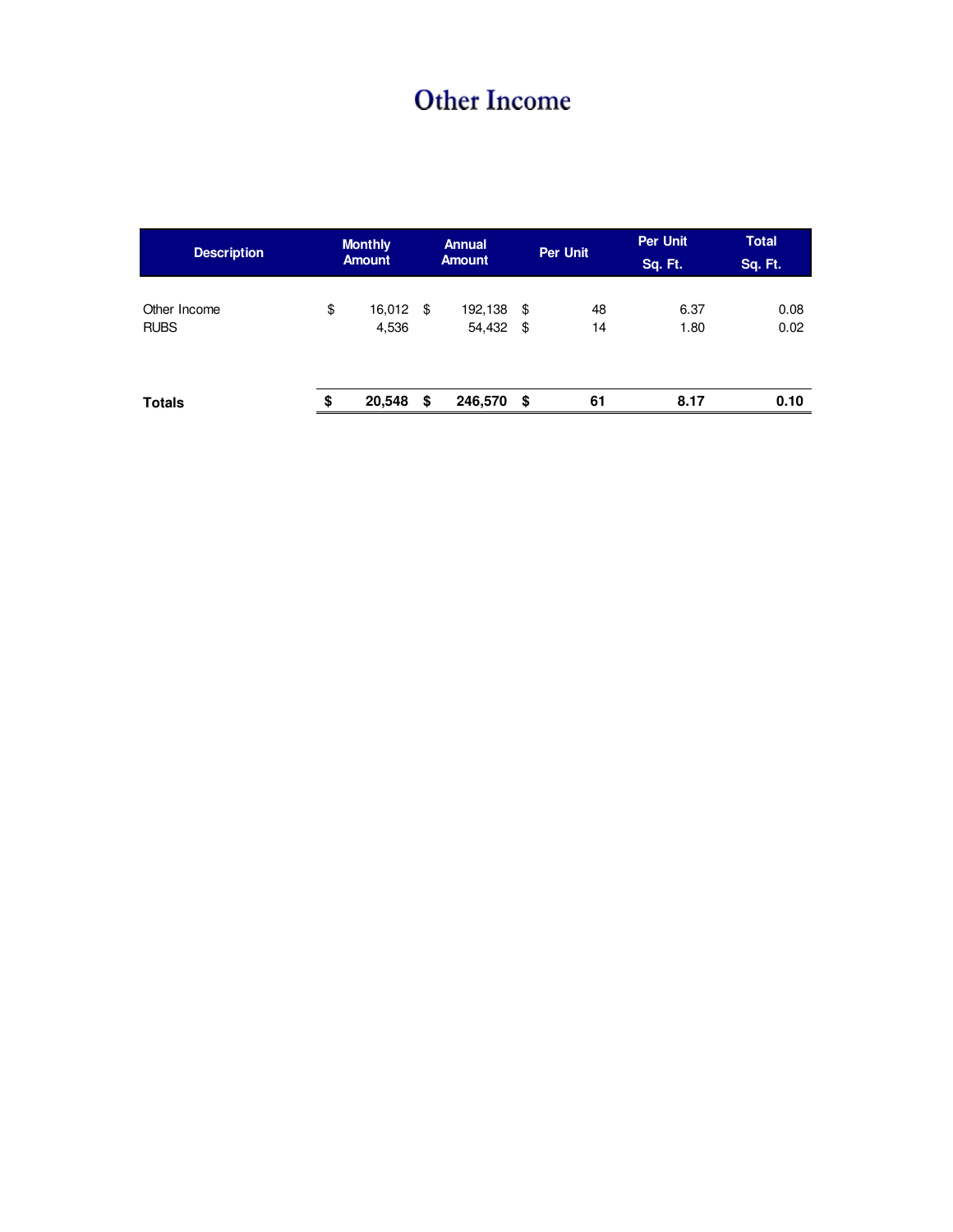# Other Income

| Description | Monthly Amount | Annual Amount | Per Unit | Per Unit Sq. Ft. | Total Sq. Ft. |
|---|---|---|---|---|---|
| Other Income | $ 16,012 | $ 192,138 | $ 48 | 6.37 | 0.08 |
| RUBS | 4,536 | 54,432 | $ 14 | 1.80 | 0.02 |
| **Totals** | **$ 20,548** | **$ 246,570** | **$ 61** | **8.17** | **0.10** |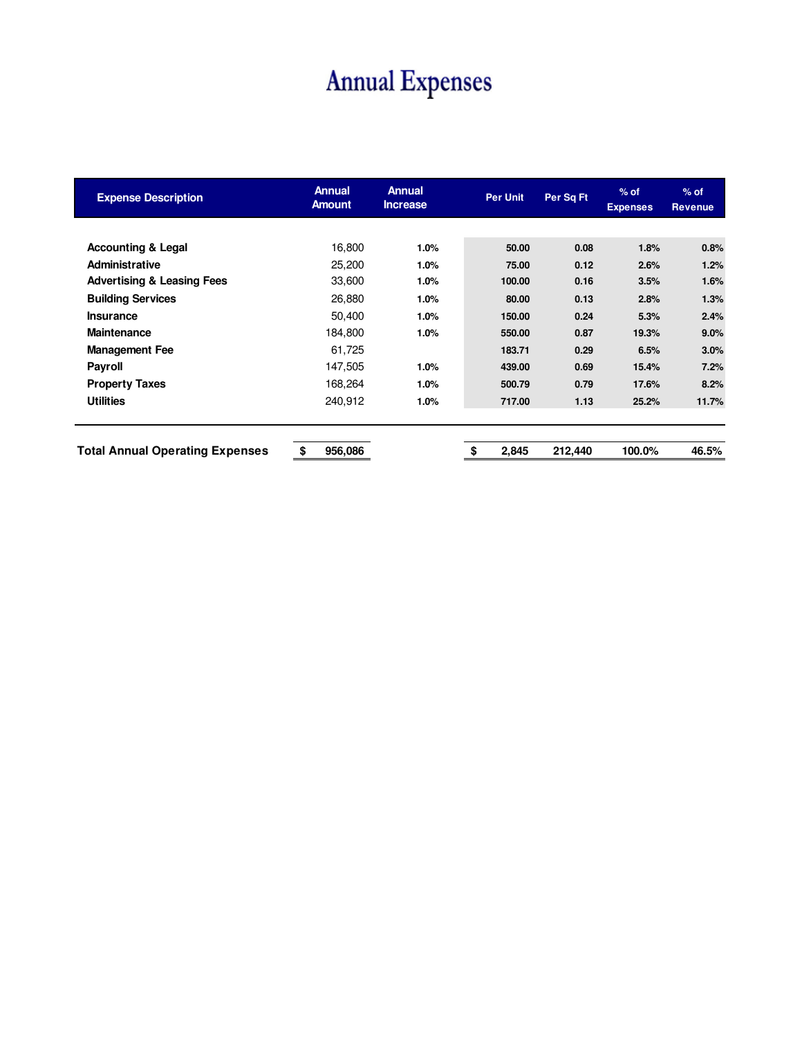# Annual Expenses

| Expense Description | Annual Amount | Annual Increase | Per Unit | Per Sq Ft | % of Expenses | % of Revenue |
|---|---|---|---|---|---|---|
| Accounting & Legal | 16,800 | 1.0% | 50.00 | 0.08 | 1.8% | 0.8% |
| Administrative | 25,200 | 1.0% | 75.00 | 0.12 | 2.6% | 1.2% |
| Advertising & Leasing Fees | 33,600 | 1.0% | 100.00 | 0.16 | 3.5% | 1.6% |
| Building Services | 26,880 | 1.0% | 80.00 | 0.13 | 2.8% | 1.3% |
| Insurance | 50,400 | 1.0% | 150.00 | 0.24 | 5.3% | 2.4% |
| Maintenance | 184,800 | 1.0% | 550.00 | 0.87 | 19.3% | 9.0% |
| Management Fee | 61,725 | | 183.71 | 0.29 | 6.5% | 3.0% |
| Payroll | 147,505 | 1.0% | 439.00 | 0.69 | 15.4% | 7.2% |
| Property Taxes | 168,264 | 1.0% | 500.79 | 0.79 | 17.6% | 8.2% |
| Utilities | 240,912 | 1.0% | 717.00 | 1.13 | 25.2% | 11.7% |
| **Total Annual Operating Expenses** | **$ 956,086** | | **$ 2,845** | **212,440** | **100.0%** | **46.5%** |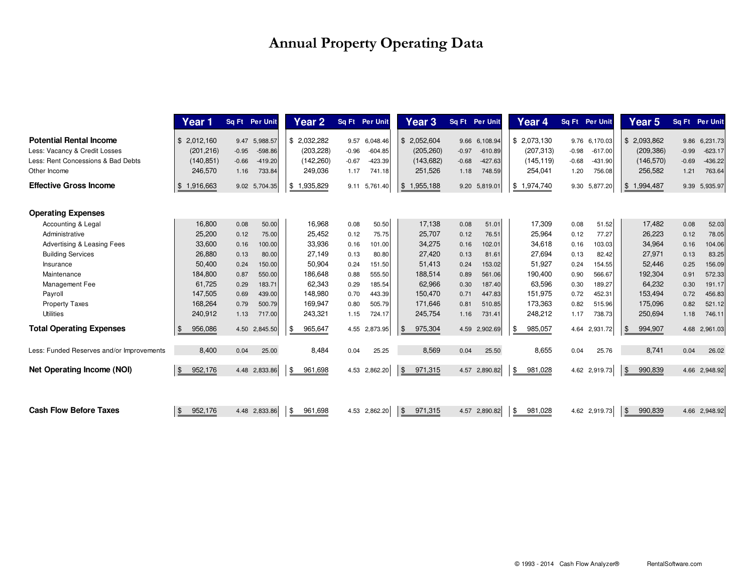# Annual Property Operating Data

| | Year 1 | Sq Ft | Per Unit | Year 2 | Sq Ft | Per Unit | Year 3 | Sq Ft | Per Unit | Year 4 | Sq Ft | Per Unit | Year 5 | Sq Ft | Per Unit |
|---|---|---|---|---|---|---|---|---|---|---|---|---|---|---|---|
| **Potential Rental Income** | $ 2,012,160 | 9.47 | 5,988.57 | $ 2,032,282 | 9.57 | 6,048.46 | $ 2,052,604 | 9.66 | 6,108.94 | $ 2,073,130 | 9.76 | 6,170.03 | $ 2,093,862 | 9.86 | 6,231.73 |
| Less: Vacancy & Credit Losses | (201,216) | -0.95 | -598.86 | (203,228) | -0.96 | -604.85 | (205,260) | -0.97 | -610.89 | (207,313) | -0.98 | -617.00 | (209,386) | -0.99 | -623.17 |
| Less: Rent Concessions & Bad Debts | (140,851) | -0.66 | -419.20 | (142,260) | -0.67 | -423.39 | (143,682) | -0.68 | -427.63 | (145,119) | -0.68 | -431.90 | (146,570) | -0.69 | -436.22 |
| Other Income | 246,570 | 1.16 | 733.84 | 249,036 | 1.17 | 741.18 | 251,526 | 1.18 | 748.59 | 254,041 | 1.20 | 756.08 | 256,582 | 1.21 | 763.64 |
| **Effective Gross Income** | $ 1,916,663 | 9.02 | 5,704.35 | $ 1,935,829 | 9.11 | 5,761.40 | $ 1,955,188 | 9.20 | 5,819.01 | $ 1,974,740 | 9.30 | 5,877.20 | $ 1,994,487 | 9.39 | 5,935.97 |
| **Operating Expenses** | | | | | | | | | | | | | | | |
| Accounting & Legal | 16,800 | 0.08 | 50.00 | 16,968 | 0.08 | 50.50 | 17,138 | 0.08 | 51.01 | 17,309 | 0.08 | 51.52 | 17,482 | 0.08 | 52.03 |
| Administrative | 25,200 | 0.12 | 75.00 | 25,452 | 0.12 | 75.75 | 25,707 | 0.12 | 76.51 | 25,964 | 0.12 | 77.27 | 26,223 | 0.12 | 78.05 |
| Advertising & Leasing Fees | 33,600 | 0.16 | 100.00 | 33,936 | 0.16 | 101.00 | 34,275 | 0.16 | 102.01 | 34,618 | 0.16 | 103.03 | 34,964 | 0.16 | 104.06 |
| Building Services | 26,880 | 0.13 | 80.00 | 27,149 | 0.13 | 80.80 | 27,420 | 0.13 | 81.61 | 27,694 | 0.13 | 82.42 | 27,971 | 0.13 | 83.25 |
| Insurance | 50,400 | 0.24 | 150.00 | 50,904 | 0.24 | 151.50 | 51,413 | 0.24 | 153.02 | 51,927 | 0.24 | 154.55 | 52,446 | 0.25 | 156.09 |
| Maintenance | 184,800 | 0.87 | 550.00 | 186,648 | 0.88 | 555.50 | 188,514 | 0.89 | 561.06 | 190,400 | 0.90 | 566.67 | 192,304 | 0.91 | 572.33 |
| Management Fee | 61,725 | 0.29 | 183.71 | 62,343 | 0.29 | 185.54 | 62,966 | 0.30 | 187.40 | 63,596 | 0.30 | 189.27 | 64,232 | 0.30 | 191.17 |
| Payroll | 147,505 | 0.69 | 439.00 | 148,980 | 0.70 | 443.39 | 150,470 | 0.71 | 447.83 | 151,975 | 0.72 | 452.31 | 153,494 | 0.72 | 456.83 |
| Property Taxes | 168,264 | 0.79 | 500.79 | 169,947 | 0.80 | 505.79 | 171,646 | 0.81 | 510.85 | 173,363 | 0.82 | 515.96 | 175,096 | 0.82 | 521.12 |
| Utilities | 240,912 | 1.13 | 717.00 | 243,321 | 1.15 | 724.17 | 245,754 | 1.16 | 731.41 | 248,212 | 1.17 | 738.73 | 250,694 | 1.18 | 746.11 |
| **Total Operating Expenses** | $ 956,086 | 4.50 | 2,845.50 | $ 965,647 | 4.55 | 2,873.95 | $ 975,304 | 4.59 | 2,902.69 | $ 985,057 | 4.64 | 2,931.72 | $ 994,907 | 4.68 | 2,961.03 |
| Less: Funded Reserves and/or Improvements | 8,400 | 0.04 | 25.00 | 8,484 | 0.04 | 25.25 | 8,569 | 0.04 | 25.50 | 8,655 | 0.04 | 25.76 | 8,741 | 0.04 | 26.02 |
| **Net Operating Income (NOI)** | $ 952,176 | 4.48 | 2,833.86 | $ 961,698 | 4.53 | 2,862.20 | $ 971,315 | 4.57 | 2,890.82 | $ 981,028 | 4.62 | 2,919.73 | $ 990,839 | 4.66 | 2,948.92 |
| **Cash Flow Before Taxes** | $ 952,176 | 4.48 | 2,833.86 | $ 961,698 | 4.53 | 2,862.20 | $ 971,315 | 4.57 | 2,890.82 | $ 981,028 | 4.62 | 2,919.73 | $ 990,839 | 4.66 | 2,948.92 |

© 1993 - 2014 Cash Flow Analyzer® RentalSoftware.com